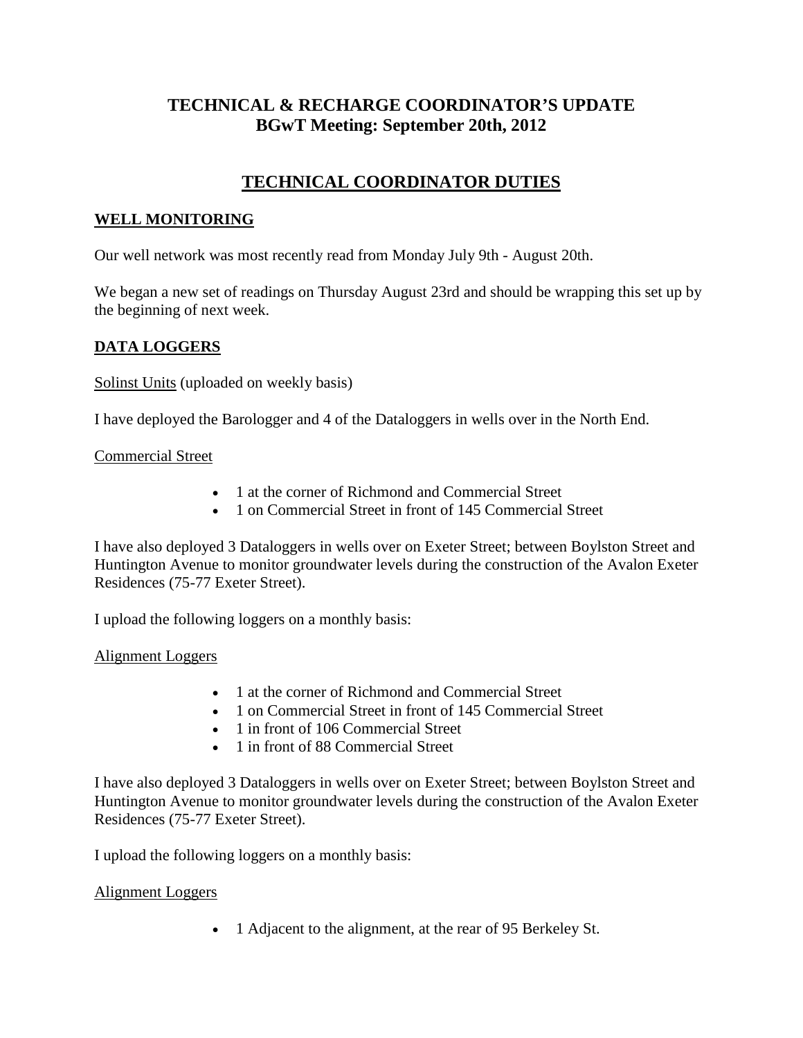# TECHNICAL & RECHARGE COORDINATOR'S UPDATE
## BGwT Meeting: September 20th, 2012

## TECHNICAL COORDINATOR DUTIES

### WELL MONITORING

Our well network was most recently read from Monday July 9th - August 20th.

We began a new set of readings on Thursday August 23rd and should be wrapping this set up by the beginning of next week.

### DATA LOGGERS

Solinst Units (uploaded on weekly basis)

I have deployed the Barologger and 4 of the Dataloggers in wells over in the North End.

Commercial Street

- 1 at the corner of Richmond and Commercial Street
- 1 on Commercial Street in front of 145 Commercial Street

I have also deployed 3 Dataloggers in wells over on Exeter Street; between Boylston Street and Huntington Avenue to monitor groundwater levels during the construction of the Avalon Exeter Residences (75-77 Exeter Street).

I upload the following loggers on a monthly basis:

Alignment Loggers

- 1 at the corner of Richmond and Commercial Street
- 1 on Commercial Street in front of 145 Commercial Street
- 1 in front of 106 Commercial Street
- 1 in front of 88 Commercial Street

I have also deployed 3 Dataloggers in wells over on Exeter Street; between Boylston Street and Huntington Avenue to monitor groundwater levels during the construction of the Avalon Exeter Residences (75-77 Exeter Street).

I upload the following loggers on a monthly basis:

Alignment Loggers

- 1 Adjacent to the alignment, at the rear of 95 Berkeley St.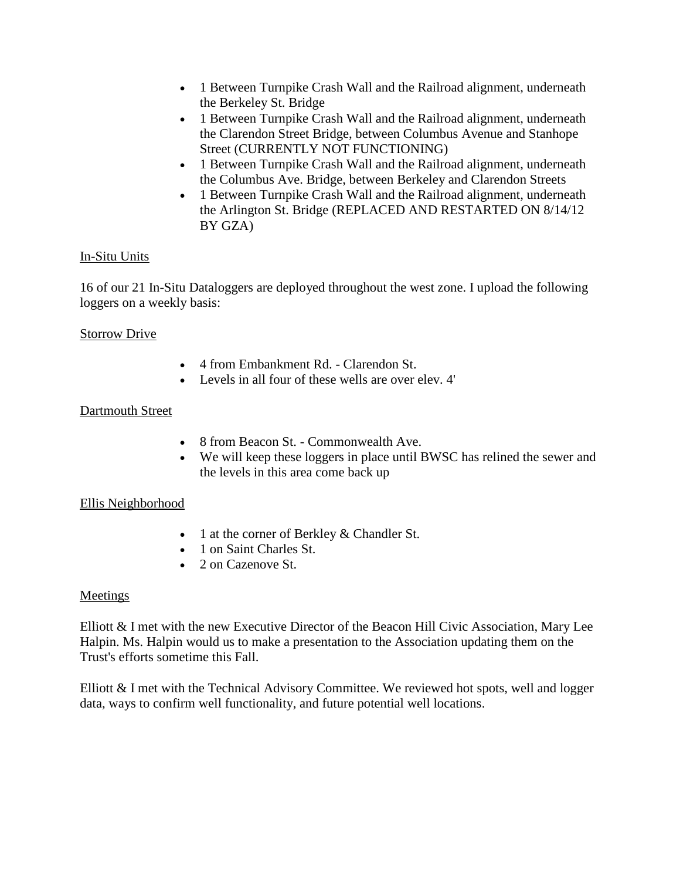- 1 Between Turnpike Crash Wall and the Railroad alignment, underneath the Berkeley St. Bridge
- 1 Between Turnpike Crash Wall and the Railroad alignment, underneath the Clarendon Street Bridge, between Columbus Avenue and Stanhope Street (CURRENTLY NOT FUNCTIONING)
- 1 Between Turnpike Crash Wall and the Railroad alignment, underneath the Columbus Ave. Bridge, between Berkeley and Clarendon Streets
- 1 Between Turnpike Crash Wall and the Railroad alignment, underneath the Arlington St. Bridge (REPLACED AND RESTARTED ON 8/14/12 BY GZA)

In-Situ Units

16 of our 21 In-Situ Dataloggers are deployed throughout the west zone. I upload the following loggers on a weekly basis:

Storrow Drive

- 4 from Embankment Rd. - Clarendon St.
- Levels in all four of these wells are over elev. 4'

Dartmouth Street

- 8 from Beacon St. - Commonwealth Ave.
- We will keep these loggers in place until BWSC has relined the sewer and the levels in this area come back up

Ellis Neighborhood

- 1 at the corner of Berkley & Chandler St.
- 1 on Saint Charles St.
- 2 on Cazenove St.

Meetings

Elliott & I met with the new Executive Director of the Beacon Hill Civic Association, Mary Lee Halpin. Ms. Halpin would us to make a presentation to the Association updating them on the Trust's efforts sometime this Fall.

Elliott & I met with the Technical Advisory Committee. We reviewed hot spots, well and logger data, ways to confirm well functionality, and future potential well locations.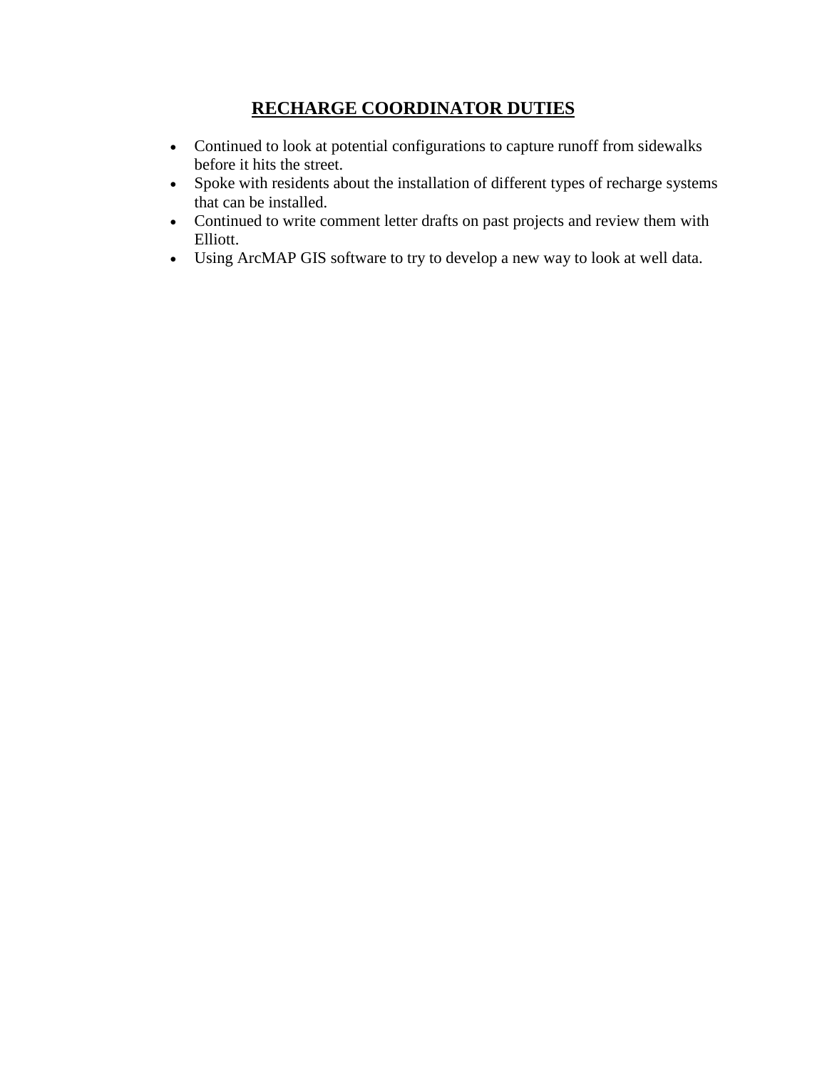## RECHARGE COORDINATOR DUTIES

- Continued to look at potential configurations to capture runoff from sidewalks before it hits the street.
- Spoke with residents about the installation of different types of recharge systems that can be installed.
- Continued to write comment letter drafts on past projects and review them with Elliott.
- Using ArcMAP GIS software to try to develop a new way to look at well data.